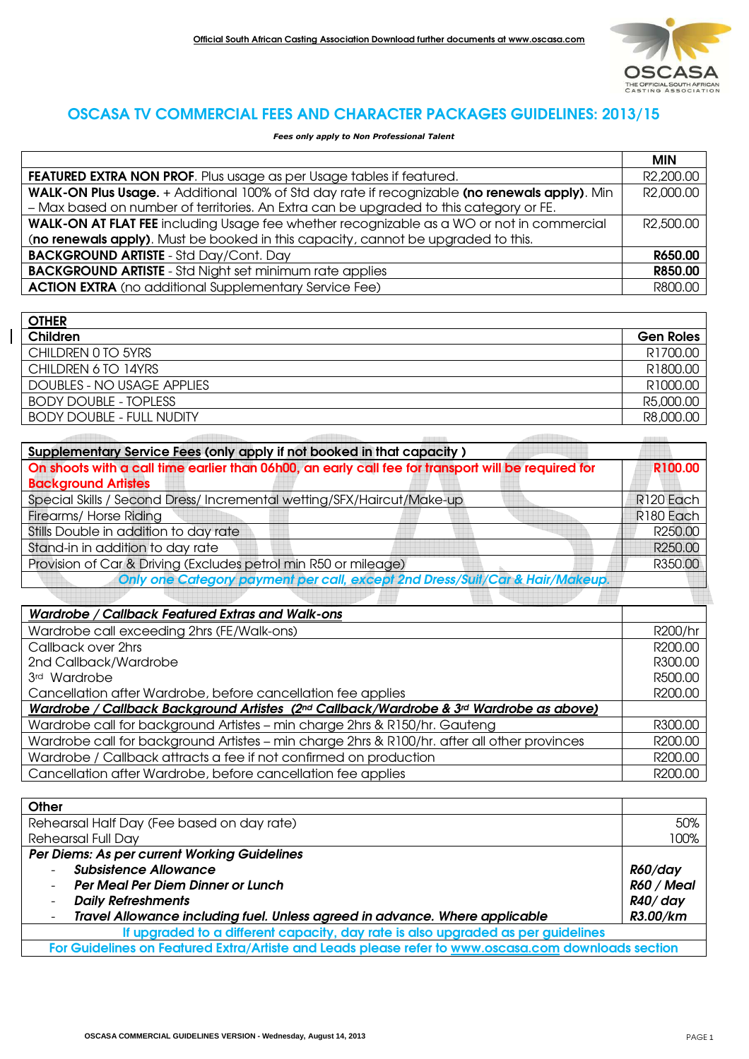Official South African Casting Association Download further documents at www.oscasa.com

# OSCASA TV COMMERCIAL FEES AND CHARACTER PACKAGES GUIDELINES: 2013/15

***Fees only apply to Non Professional Talent***

| | MIN |
|---|---|
| **FEATURED EXTRA NON PROF**. Plus usage as per Usage tables if featured. | R2,200.00 |
| **WALK-ON Plus Usage.** + Additional 100% of Std day rate if recognizable **(no renewals apply)**. Min – Max based on number of territories. An Extra can be upgraded to this category or FE. | R2,000.00 |
| **WALK-ON AT FLAT FEE** including Usage fee whether recognizable as a WO or not in commercial (**no renewals apply)**. Must be booked in this capacity, cannot be upgraded to this. | R2,500.00 |
| **BACKGROUND ARTISTE** - Std Day/Cont. Day | **R650.00** |
| **BACKGROUND ARTISTE** - Std Night set minimum rate applies | **R850.00** |
| **ACTION EXTRA** (no additional Supplementary Service Fee) | R800.00 |

| **OTHER** | |
|---|---|
| **Children** | **Gen Roles** |
| CHILDREN 0 TO 5YRS | R1700.00 |
| CHILDREN 6 TO 14YRS | R1800.00 |
| DOUBLES - NO USAGE APPLIES | R1000.00 |
| BODY DOUBLE - TOPLESS | R5,000.00 |
| BODY DOUBLE - FULL NUDITY | R8,000.00 |

| **Supplementary Service Fees (only apply if not booked in that capacity )** | |
|---|---|
| **On shoots with a call time earlier than 06h00, an early call fee for transport will be required for Background Artistes** | **R100.00** |
| Special Skills / Second Dress/ Incremental wetting/SFX/Haircut/Make-up | R120 Each |
| Firearms/ Horse Riding | R180 Each |
| Stills Double in addition to day rate | R250.00 |
| Stand-in in addition to day rate | R250.00 |
| Provision of Car & Driving (Excludes petrol min R50 or mileage) | R350.00 |
| ***Only one Category payment per call, except 2nd Dress/Suit/Car & Hair/Makeup.*** | |

| ***Wardrobe / Callback Featured Extras and Walk-ons*** | |
|---|---|
| Wardrobe call exceeding 2hrs (FE/Walk-ons) | R200/hr |
| Callback over 2hrs | R200.00 |
| 2nd Callback/Wardrobe | R300.00 |
| 3rd Wardrobe | R500.00 |
| Cancellation after Wardrobe, before cancellation fee applies | R200.00 |
| ***Wardrobe / Callback Background Artistes (2nd Callback/Wardrobe & 3rd Wardrobe as above)*** | |
| Wardrobe call for background Artistes – min charge 2hrs & R150/hr. Gauteng | R300.00 |
| Wardrobe call for background Artistes – min charge 2hrs & R100/hr. after all other provinces | R200.00 |
| Wardrobe / Callback attracts a fee if not confirmed on production | R200.00 |
| Cancellation after Wardrobe, before cancellation fee applies | R200.00 |

| **Other** | |
|---|---|
| Rehearsal Half Day (Fee based on day rate) | 50% |
| Rehearsal Full Day | 100% |
| ***Per Diems: As per current Working Guidelines*** | |
| - ***Subsistence Allowance*** | ***R60/day*** |
| - ***Per Meal Per Diem Dinner or Lunch*** | ***R60 / Meal*** |
| - ***Daily Refreshments*** | ***R40/ day*** |
| - ***Travel Allowance including fuel. Unless agreed in advance. Where applicable*** | ***R3.00/km*** |
| If upgraded to a different capacity, day rate is also upgraded as per guidelines | |
| For Guidelines on Featured Extra/Artiste and Leads please refer to www.oscasa.com downloads section | |

OSCASA COMMERCIAL GUIDELINES VERSION - Wednesday, August 14, 2013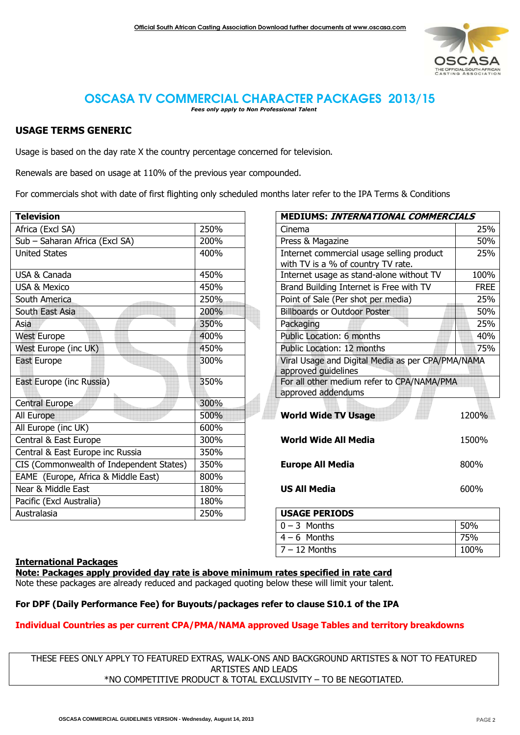Official South African Casting Association Download further documents at www.oscasa.com

# OSCASA TV COMMERCIAL CHARACTER PACKAGES 2013/15

***Fees only apply to Non Professional Talent***

## USAGE TERMS GENERIC

Usage is based on the day rate X the country percentage concerned for television.

Renewals are based on usage at 110% of the previous year compounded.

For commercials shot with date of first flighting only scheduled months later refer to the IPA Terms & Conditions

| Television | |
|---|---|
| Africa (Excl SA) | 250% |
| Sub – Saharan Africa (Excl SA) | 200% |
| United States | 400% |
| USA & Canada | 450% |
| USA & Mexico | 450% |
| South America | 250% |
| South East Asia | 200% |
| Asia | 350% |
| West Europe | 400% |
| West Europe (inc UK) | 450% |
| East Europe | 300% |
| East Europe (inc Russia) | 350% |
| Central Europe | 300% |
| All Europe | 500% |
| All Europe (inc UK) | 600% |
| Central & East Europe | 300% |
| Central & East Europe inc Russia | 350% |
| CIS (Commonwealth of Independent States) | 350% |
| EAME (Europe, Africa & Middle East) | 800% |
| Near & Middle East | 180% |
| Pacific (Excl Australia) | 180% |
| Australasia | 250% |

| MEDIUMS: *INTERNATIONAL COMMERCIALS* | |
|---|---|
| Cinema | 25% |
| Press & Magazine | 50% |
| Internet commercial usage selling product with TV is a % of country TV rate. | 25% |
| Internet usage as stand-alone without TV | 100% |
| Brand Building Internet is Free with TV | FREE |
| Point of Sale (Per shot per media) | 25% |
| Billboards or Outdoor Poster | 50% |
| Packaging | 25% |
| Public Location: 6 months | 40% |
| Public Location: 12 months | 75% |
| Viral Usage and Digital Media as per CPA/PMA/NAMA approved guidelines | |
| For all other medium refer to CPA/NAMA/PMA approved addendums | |

| | |
|---|---|
| **World Wide TV Usage** | 1200% |
| **World Wide All Media** | 1500% |
| **Europe All Media** | 800% |
| **US All Media** | 600% |

| USAGE PERIODS | |
|---|---|
| 0 – 3 Months | 50% |
| 4 – 6 Months | 75% |
| 7 – 12 Months | 100% |

**International Packages**

**Note: Packages apply provided day rate is above minimum rates specified in rate card**

Note these packages are already reduced and packaged quoting below these will limit your talent.

**For DPF (Daily Performance Fee) for Buyouts/packages refer to clause S10.1 of the IPA**

**Individual Countries as per current CPA/PMA/NAMA approved Usage Tables and territory breakdowns**

THESE FEES ONLY APPLY TO FEATURED EXTRAS, WALK-ONS AND BACKGROUND ARTISTES & NOT TO FEATURED ARTISTES AND LEADS
*NO COMPETITIVE PRODUCT & TOTAL EXCLUSIVITY – TO BE NEGOTIATED.

OSCASA COMMERCIAL GUIDELINES VERSION - Wednesday, August 14, 2013